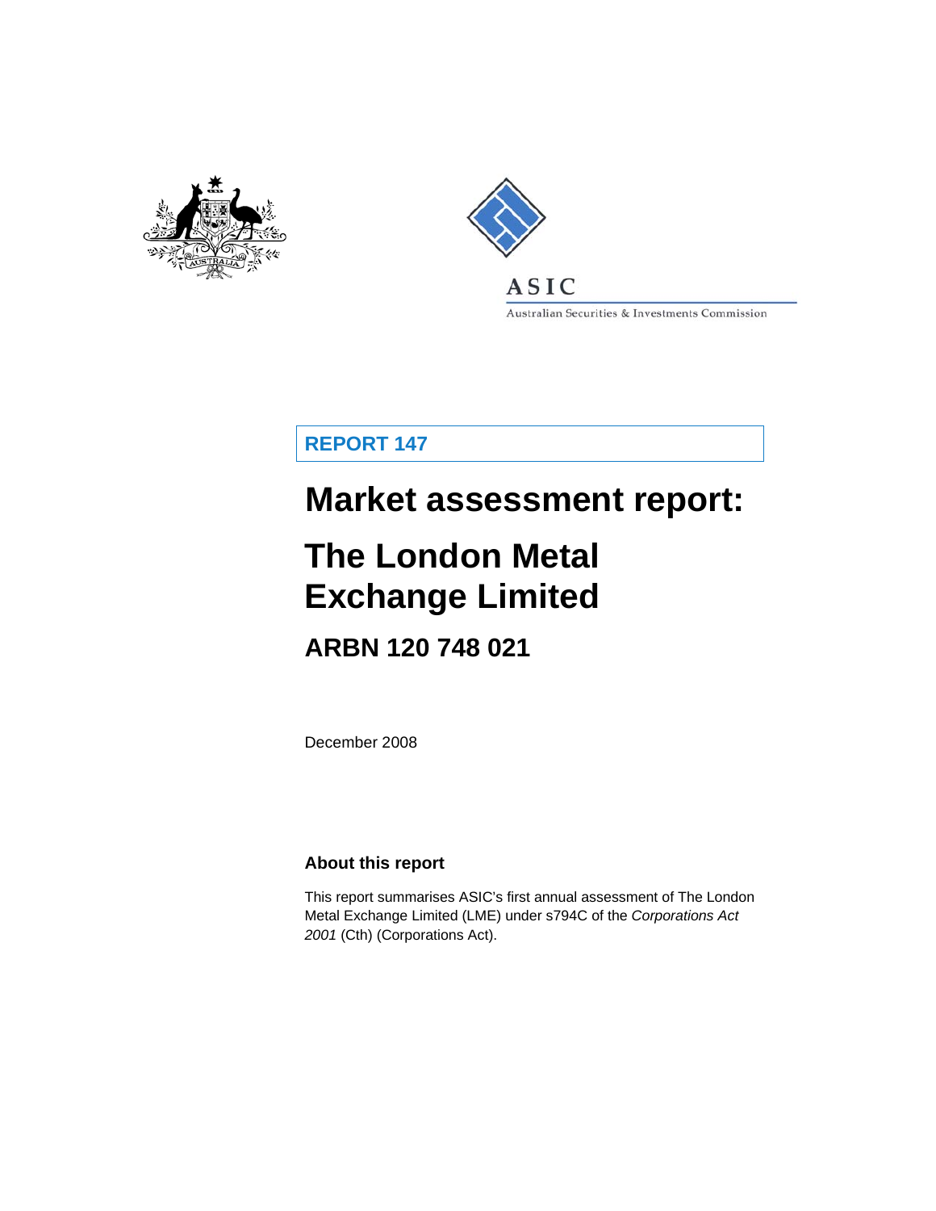ASIC

Australian Securities & Investments Commission

**REPORT 147**

# Market assessment report: The London Metal Exchange Limited

## ARBN 120 748 021

December 2008

### About this report

This report summarises ASIC's first annual assessment of The London Metal Exchange Limited (LME) under s794C of the *Corporations Act 2001* (Cth) (Corporations Act).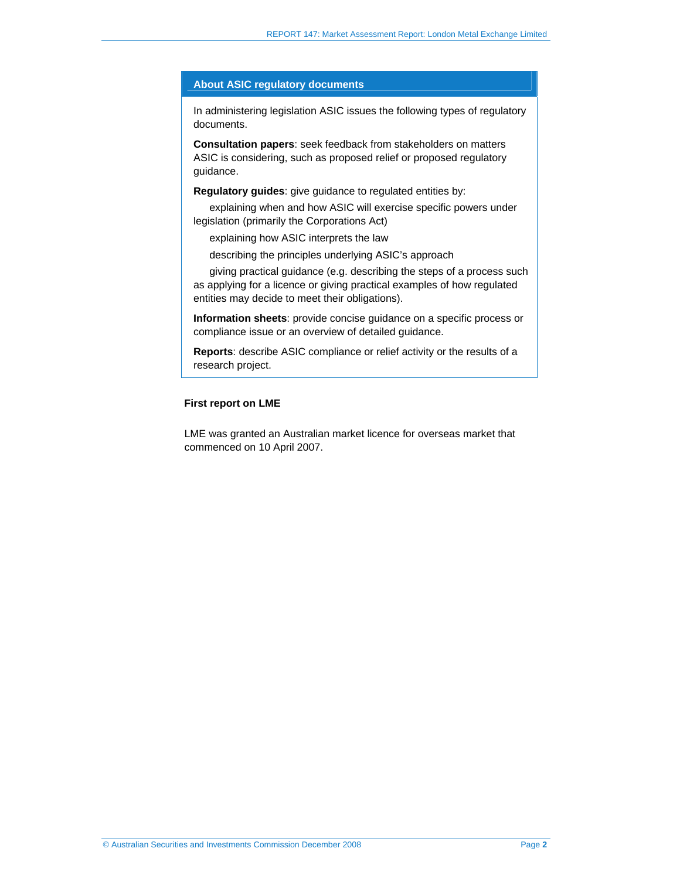## About ASIC regulatory documents

In administering legislation ASIC issues the following types of regulatory documents.

**Consultation papers**: seek feedback from stakeholders on matters ASIC is considering, such as proposed relief or proposed regulatory guidance.

**Regulatory guides**: give guidance to regulated entities by:

- explaining when and how ASIC will exercise specific powers under legislation (primarily the Corporations Act)
- explaining how ASIC interprets the law
- describing the principles underlying ASIC's approach
- giving practical guidance (e.g. describing the steps of a process such as applying for a licence or giving practical examples of how regulated entities may decide to meet their obligations).

**Information sheets**: provide concise guidance on a specific process or compliance issue or an overview of detailed guidance.

**Reports**: describe ASIC compliance or relief activity or the results of a research project.

**First report on LME**

LME was granted an Australian market licence for overseas market that commenced on 10 April 2007.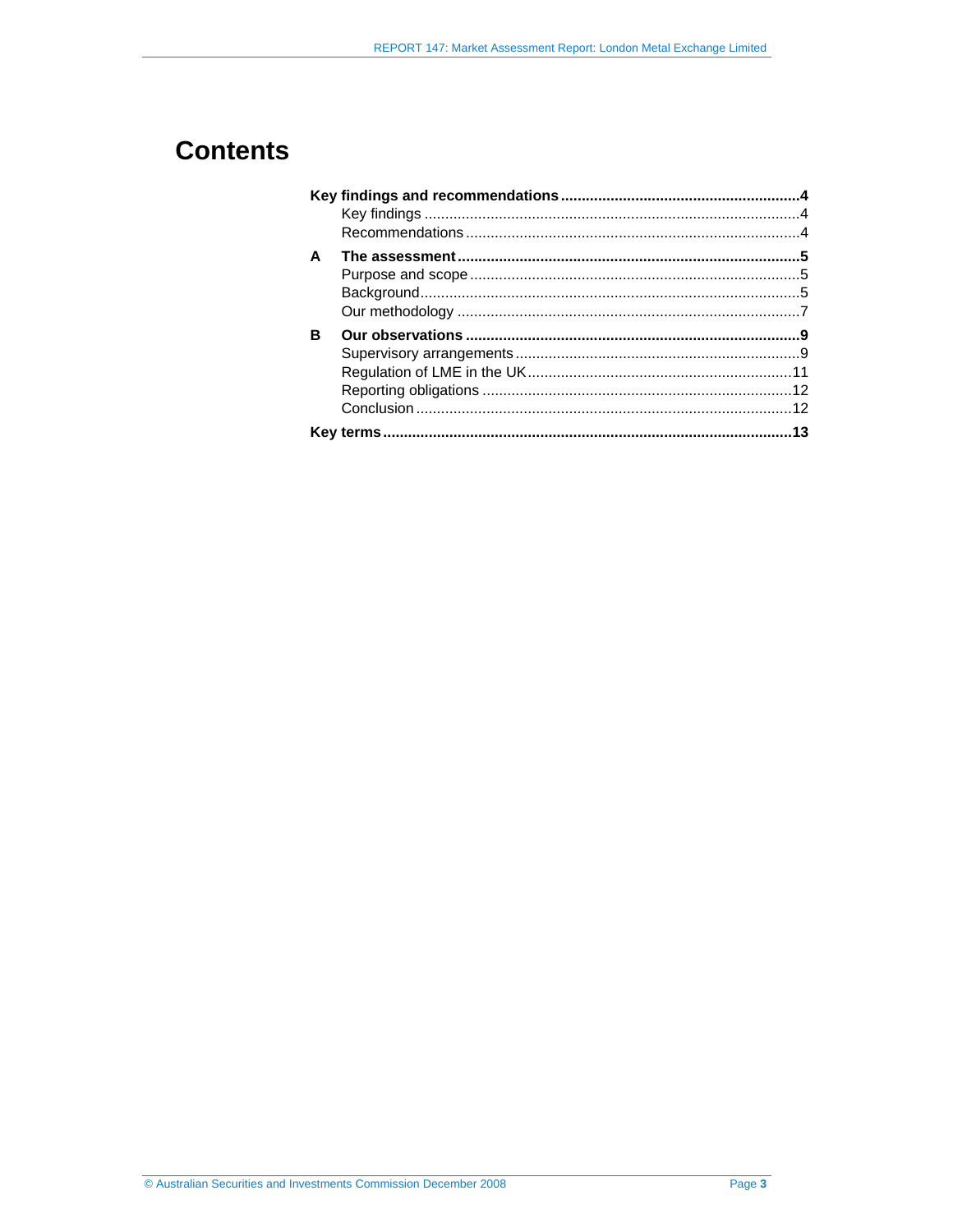# Contents

**Key findings and recommendations** ........................................................ **4**
- Key findings ........................................................................................ 4
- Recommendations ................................................................................ 4

**A The assessment** .................................................................................. **5**
- Purpose and scope ............................................................................... 5
- Background .......................................................................................... 5
- Our methodology .................................................................................. 7

**B Our observations** ................................................................................ **9**
- Supervisory arrangements .................................................................... 9
- Regulation of LME in the UK ................................................................ 11
- Reporting obligations .......................................................................... 12
- Conclusion .......................................................................................... 12

**Key terms** .................................................................................................. **13**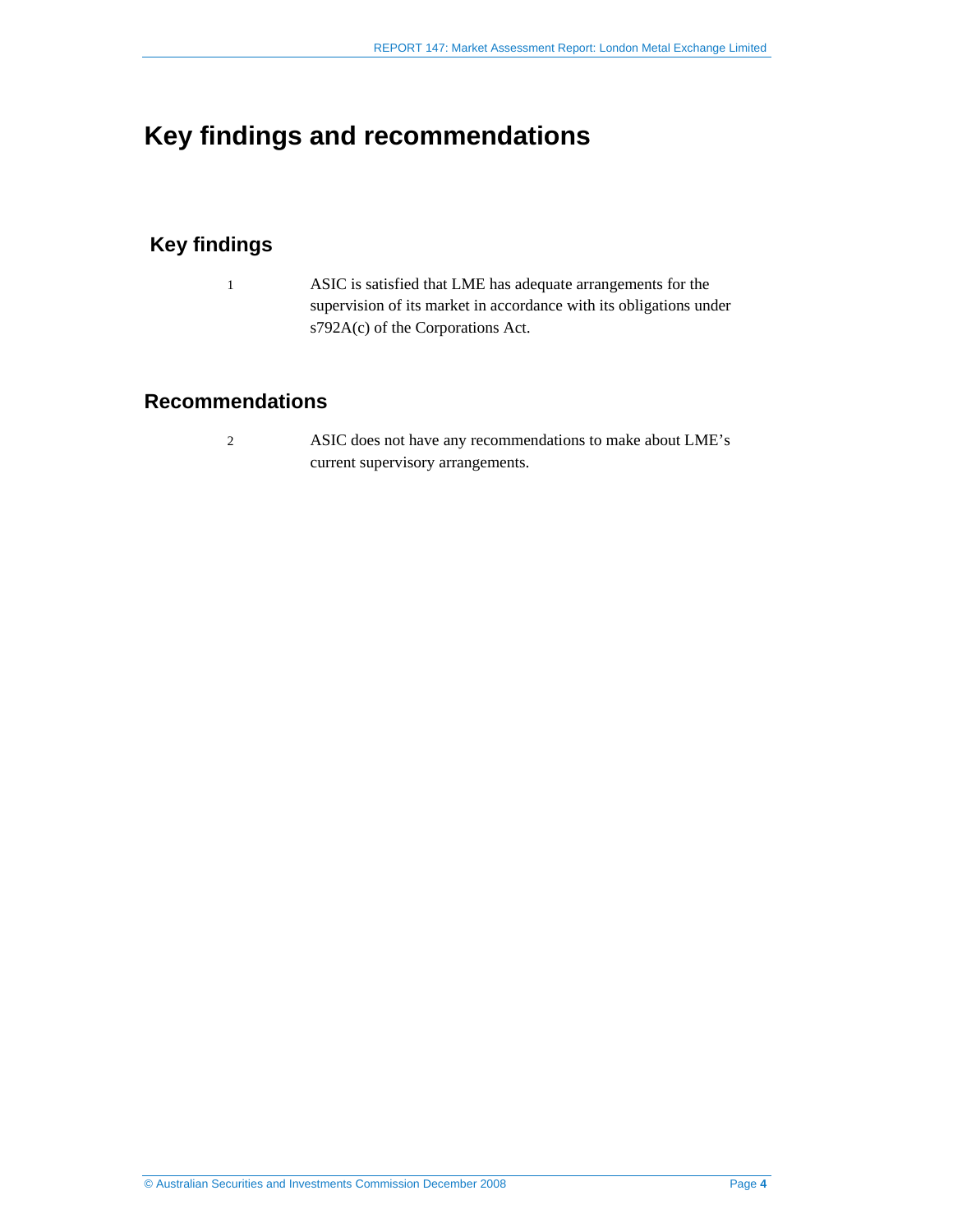# Key findings and recommendations

## Key findings

1 ASIC is satisfied that LME has adequate arrangements for the supervision of its market in accordance with its obligations under s792A(c) of the Corporations Act.

## Recommendations

2 ASIC does not have any recommendations to make about LME's current supervisory arrangements.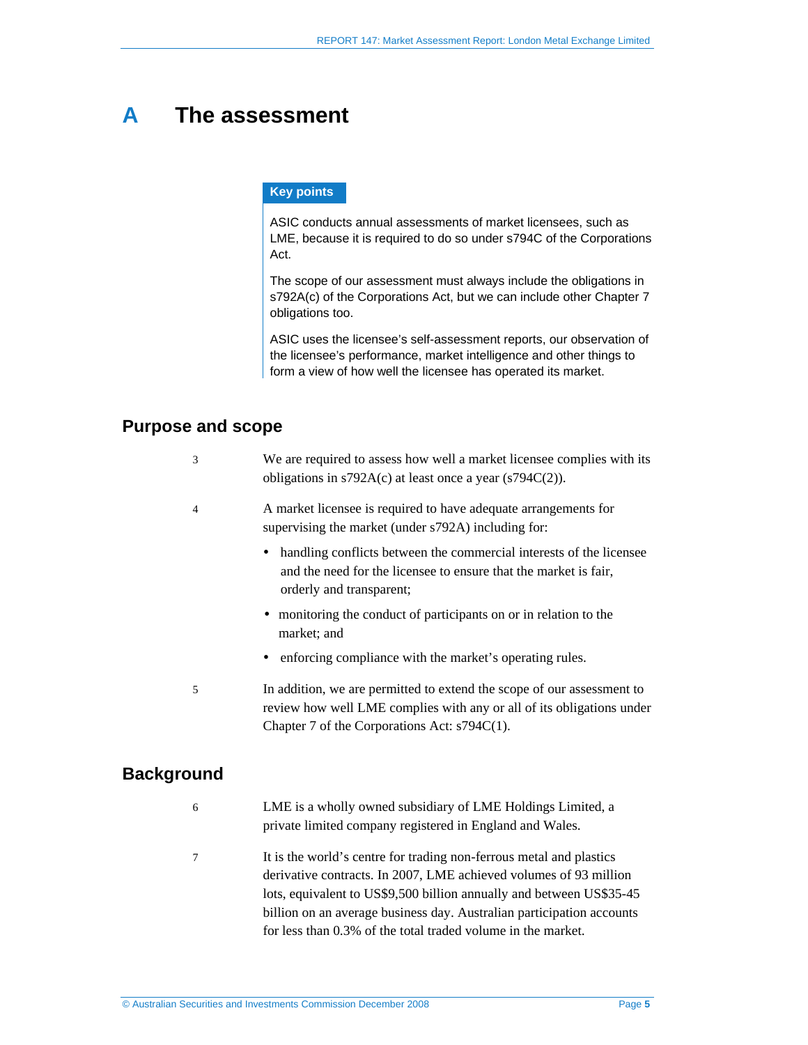# A The assessment

**Key points**

ASIC conducts annual assessments of market licensees, such as LME, because it is required to do so under s794C of the Corporations Act.

The scope of our assessment must always include the obligations in s792A(c) of the Corporations Act, but we can include other Chapter 7 obligations too.

ASIC uses the licensee's self-assessment reports, our observation of the licensee's performance, market intelligence and other things to form a view of how well the licensee has operated its market.

## Purpose and scope

3 We are required to assess how well a market licensee complies with its obligations in s792A(c) at least once a year (s794C(2)).

4 A market licensee is required to have adequate arrangements for supervising the market (under s792A) including for:

- handling conflicts between the commercial interests of the licensee and the need for the licensee to ensure that the market is fair, orderly and transparent;
- monitoring the conduct of participants on or in relation to the market; and
- enforcing compliance with the market's operating rules.

5 In addition, we are permitted to extend the scope of our assessment to review how well LME complies with any or all of its obligations under Chapter 7 of the Corporations Act: s794C(1).

## Background

6 LME is a wholly owned subsidiary of LME Holdings Limited, a private limited company registered in England and Wales.

7 It is the world's centre for trading non-ferrous metal and plastics derivative contracts. In 2007, LME achieved volumes of 93 million lots, equivalent to US$9,500 billion annually and between US$35-45 billion on an average business day. Australian participation accounts for less than 0.3% of the total traded volume in the market.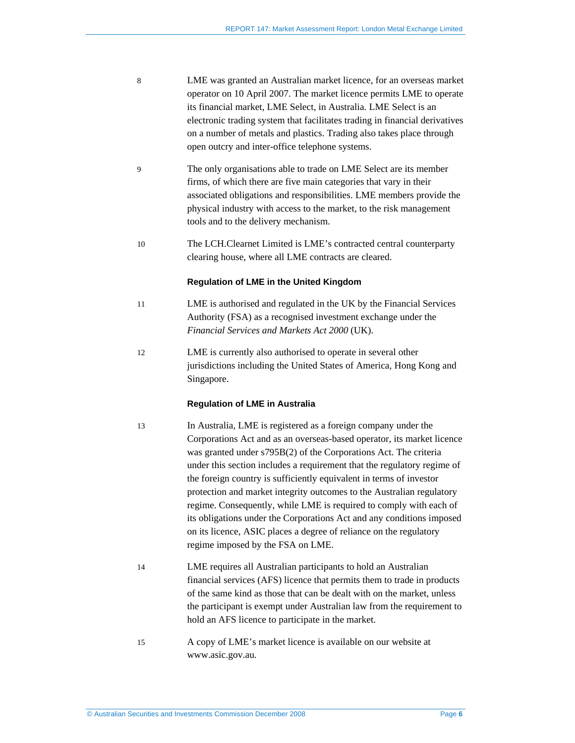8 LME was granted an Australian market licence, for an overseas market operator on 10 April 2007. The market licence permits LME to operate its financial market, LME Select, in Australia. LME Select is an electronic trading system that facilitates trading in financial derivatives on a number of metals and plastics. Trading also takes place through open outcry and inter-office telephone systems.

9 The only organisations able to trade on LME Select are its member firms, of which there are five main categories that vary in their associated obligations and responsibilities. LME members provide the physical industry with access to the market, to the risk management tools and to the delivery mechanism.

10 The LCH.Clearnet Limited is LME's contracted central counterparty clearing house, where all LME contracts are cleared.

### Regulation of LME in the United Kingdom

11 LME is authorised and regulated in the UK by the Financial Services Authority (FSA) as a recognised investment exchange under the *Financial Services and Markets Act 2000* (UK).

12 LME is currently also authorised to operate in several other jurisdictions including the United States of America, Hong Kong and Singapore.

### Regulation of LME in Australia

13 In Australia, LME is registered as a foreign company under the Corporations Act and as an overseas-based operator, its market licence was granted under s795B(2) of the Corporations Act. The criteria under this section includes a requirement that the regulatory regime of the foreign country is sufficiently equivalent in terms of investor protection and market integrity outcomes to the Australian regulatory regime. Consequently, while LME is required to comply with each of its obligations under the Corporations Act and any conditions imposed on its licence, ASIC places a degree of reliance on the regulatory regime imposed by the FSA on LME.

14 LME requires all Australian participants to hold an Australian financial services (AFS) licence that permits them to trade in products of the same kind as those that can be dealt with on the market, unless the participant is exempt under Australian law from the requirement to hold an AFS licence to participate in the market.

15 A copy of LME's market licence is available on our website at www.asic.gov.au.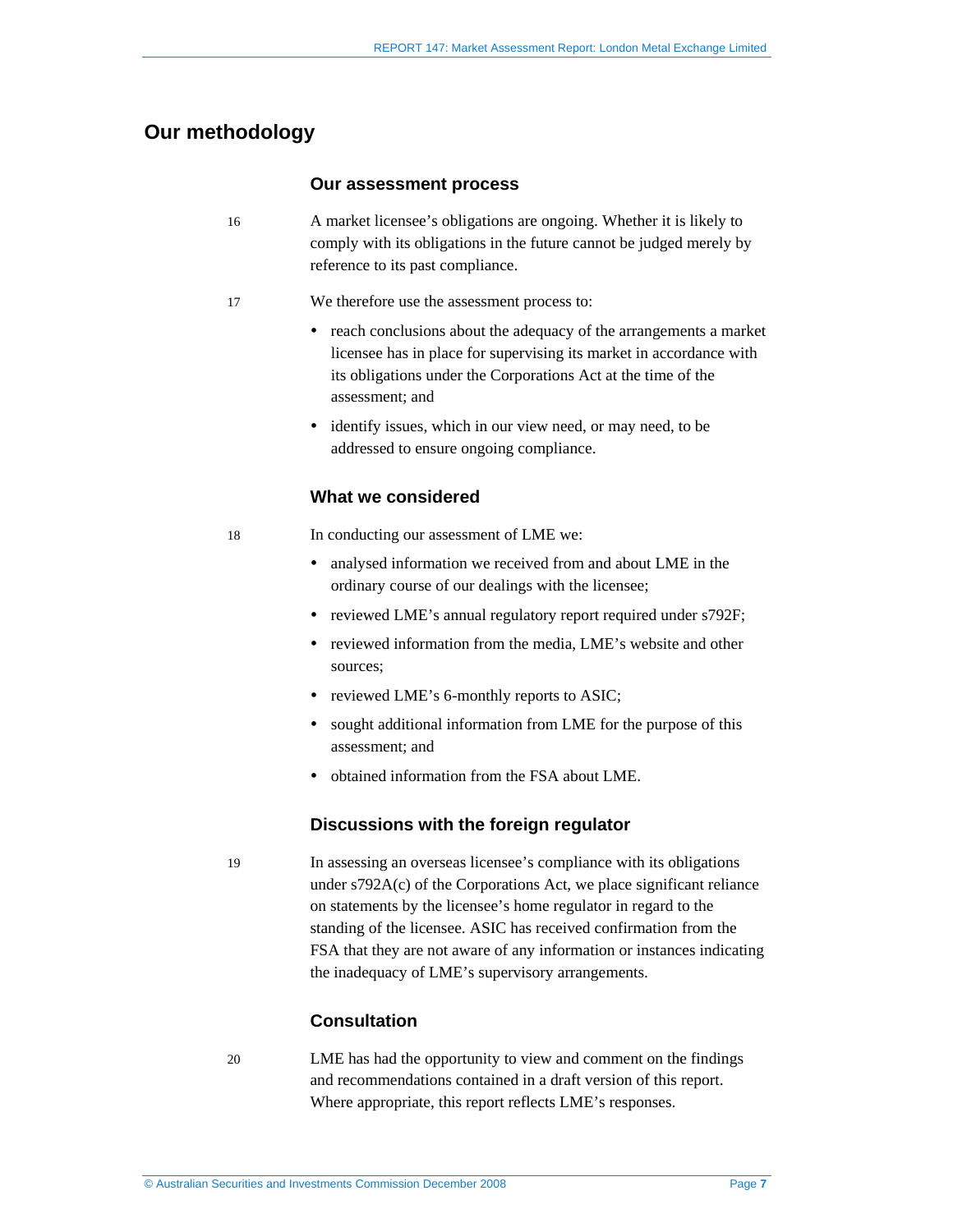## Our methodology

### Our assessment process

16 A market licensee's obligations are ongoing. Whether it is likely to comply with its obligations in the future cannot be judged merely by reference to its past compliance.

17 We therefore use the assessment process to:

- reach conclusions about the adequacy of the arrangements a market licensee has in place for supervising its market in accordance with its obligations under the Corporations Act at the time of the assessment; and
- identify issues, which in our view need, or may need, to be addressed to ensure ongoing compliance.

### What we considered

18 In conducting our assessment of LME we:

- analysed information we received from and about LME in the ordinary course of our dealings with the licensee;
- reviewed LME's annual regulatory report required under s792F;
- reviewed information from the media, LME's website and other sources;
- reviewed LME's 6-monthly reports to ASIC;
- sought additional information from LME for the purpose of this assessment; and
- obtained information from the FSA about LME.

### Discussions with the foreign regulator

19 In assessing an overseas licensee's compliance with its obligations under s792A(c) of the Corporations Act, we place significant reliance on statements by the licensee's home regulator in regard to the standing of the licensee. ASIC has received confirmation from the FSA that they are not aware of any information or instances indicating the inadequacy of LME's supervisory arrangements.

### Consultation

20 LME has had the opportunity to view and comment on the findings and recommendations contained in a draft version of this report. Where appropriate, this report reflects LME's responses.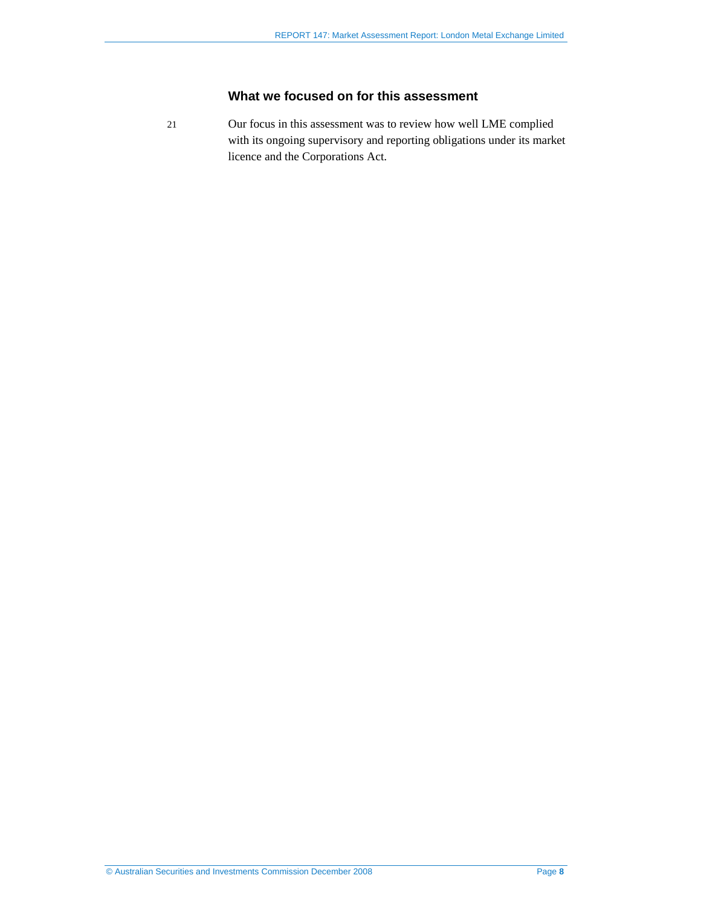### What we focused on for this assessment

21 Our focus in this assessment was to review how well LME complied with its ongoing supervisory and reporting obligations under its market licence and the Corporations Act.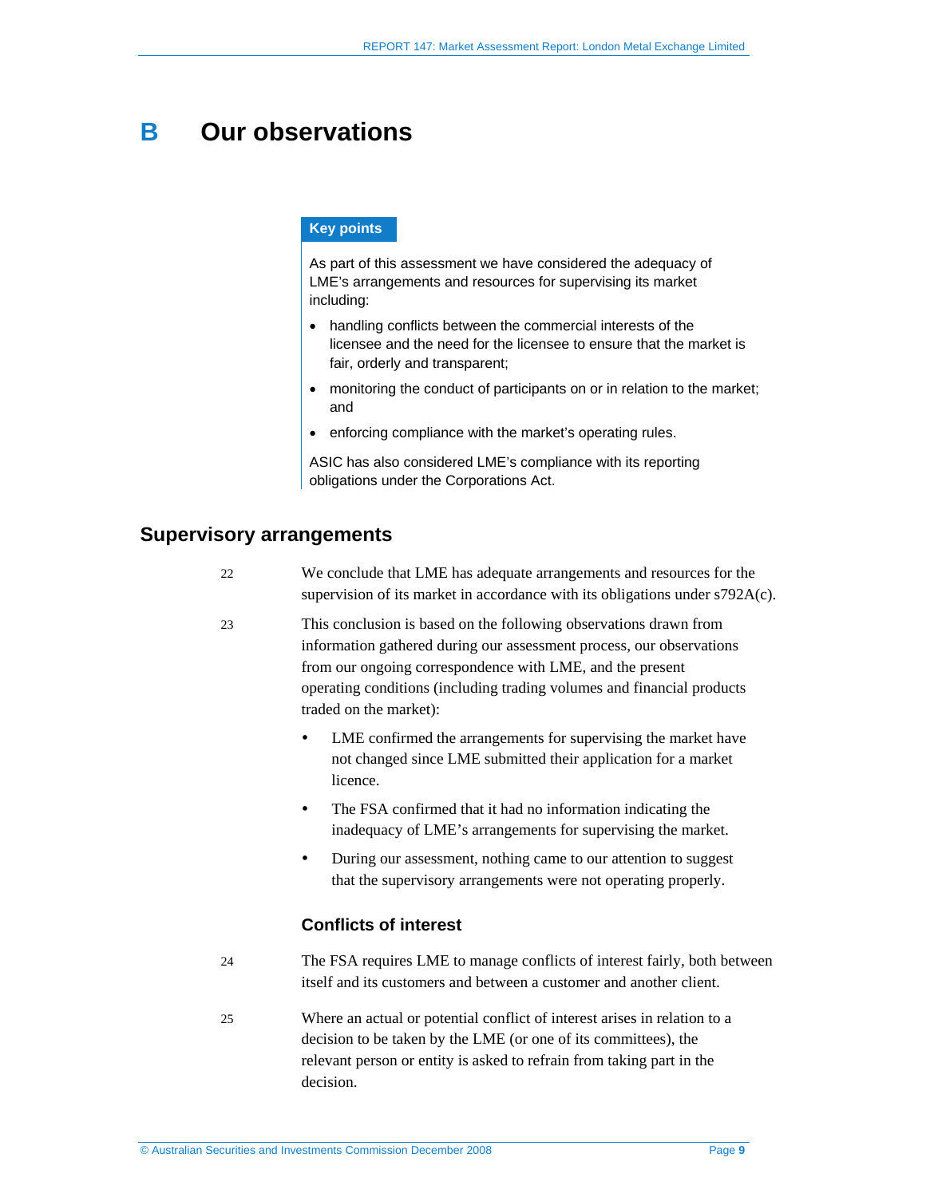# B Our observations

**Key points**

As part of this assessment we have considered the adequacy of LME's arrangements and resources for supervising its market including:

- handling conflicts between the commercial interests of the licensee and the need for the licensee to ensure that the market is fair, orderly and transparent;
- monitoring the conduct of participants on or in relation to the market; and
- enforcing compliance with the market's operating rules.

ASIC has also considered LME's compliance with its reporting obligations under the Corporations Act.

## Supervisory arrangements

22 We conclude that LME has adequate arrangements and resources for the supervision of its market in accordance with its obligations under s792A(c).

23 This conclusion is based on the following observations drawn from information gathered during our assessment process, our observations from our ongoing correspondence with LME, and the present operating conditions (including trading volumes and financial products traded on the market):

- LME confirmed the arrangements for supervising the market have not changed since LME submitted their application for a market licence.
- The FSA confirmed that it had no information indicating the inadequacy of LME's arrangements for supervising the market.
- During our assessment, nothing came to our attention to suggest that the supervisory arrangements were not operating properly.

### Conflicts of interest

24 The FSA requires LME to manage conflicts of interest fairly, both between itself and its customers and between a customer and another client.

25 Where an actual or potential conflict of interest arises in relation to a decision to be taken by the LME (or one of its committees), the relevant person or entity is asked to refrain from taking part in the decision.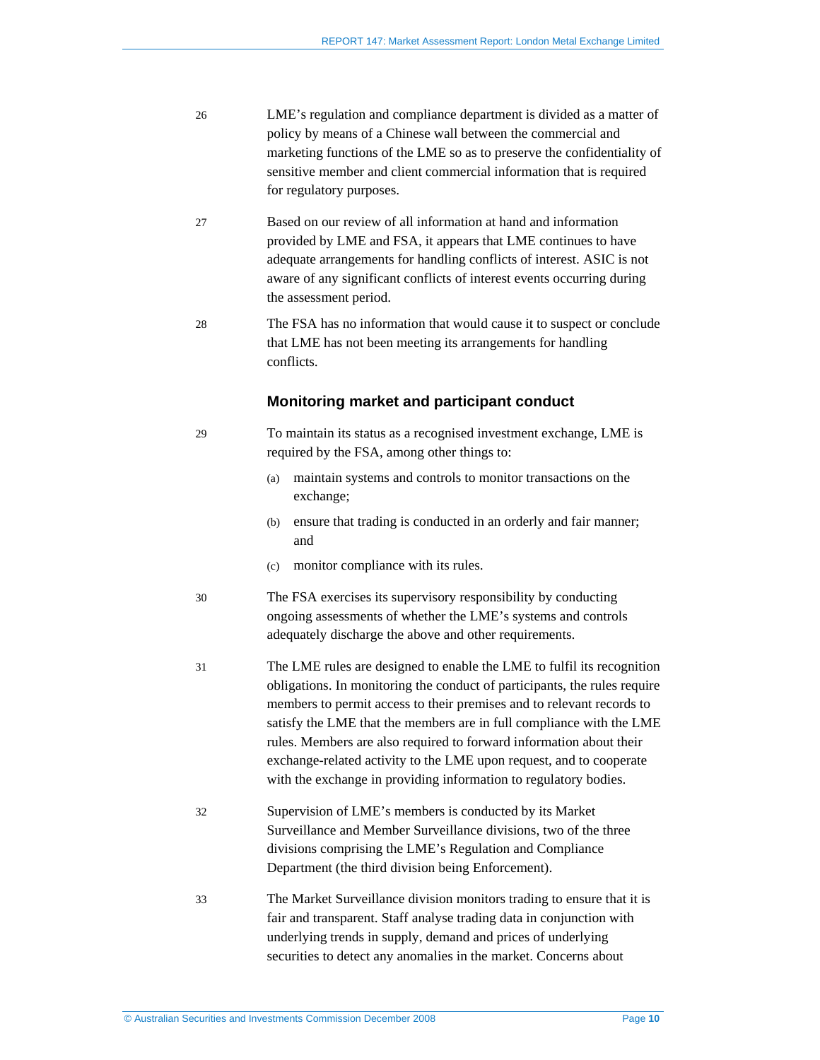26 LME's regulation and compliance department is divided as a matter of policy by means of a Chinese wall between the commercial and marketing functions of the LME so as to preserve the confidentiality of sensitive member and client commercial information that is required for regulatory purposes.

27 Based on our review of all information at hand and information provided by LME and FSA, it appears that LME continues to have adequate arrangements for handling conflicts of interest. ASIC is not aware of any significant conflicts of interest events occurring during the assessment period.

28 The FSA has no information that would cause it to suspect or conclude that LME has not been meeting its arrangements for handling conflicts.

### Monitoring market and participant conduct

29 To maintain its status as a recognised investment exchange, LME is required by the FSA, among other things to:

(a) maintain systems and controls to monitor transactions on the exchange;

(b) ensure that trading is conducted in an orderly and fair manner; and

(c) monitor compliance with its rules.

30 The FSA exercises its supervisory responsibility by conducting ongoing assessments of whether the LME's systems and controls adequately discharge the above and other requirements.

31 The LME rules are designed to enable the LME to fulfil its recognition obligations. In monitoring the conduct of participants, the rules require members to permit access to their premises and to relevant records to satisfy the LME that the members are in full compliance with the LME rules. Members are also required to forward information about their exchange-related activity to the LME upon request, and to cooperate with the exchange in providing information to regulatory bodies.

32 Supervision of LME's members is conducted by its Market Surveillance and Member Surveillance divisions, two of the three divisions comprising the LME's Regulation and Compliance Department (the third division being Enforcement).

33 The Market Surveillance division monitors trading to ensure that it is fair and transparent. Staff analyse trading data in conjunction with underlying trends in supply, demand and prices of underlying securities to detect any anomalies in the market. Concerns about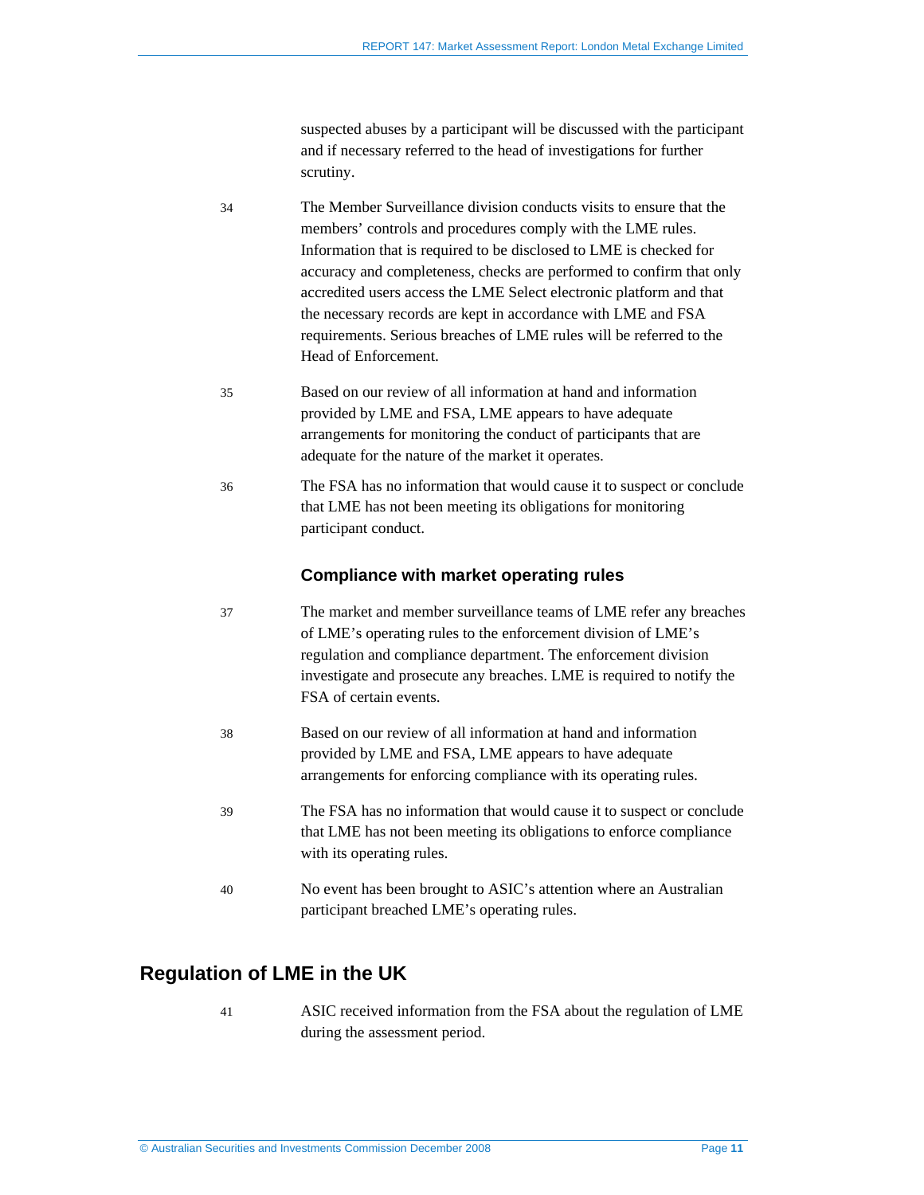suspected abuses by a participant will be discussed with the participant and if necessary referred to the head of investigations for further scrutiny.

34 The Member Surveillance division conducts visits to ensure that the members' controls and procedures comply with the LME rules. Information that is required to be disclosed to LME is checked for accuracy and completeness, checks are performed to confirm that only accredited users access the LME Select electronic platform and that the necessary records are kept in accordance with LME and FSA requirements. Serious breaches of LME rules will be referred to the Head of Enforcement.

35 Based on our review of all information at hand and information provided by LME and FSA, LME appears to have adequate arrangements for monitoring the conduct of participants that are adequate for the nature of the market it operates.

36 The FSA has no information that would cause it to suspect or conclude that LME has not been meeting its obligations for monitoring participant conduct.

### Compliance with market operating rules

37 The market and member surveillance teams of LME refer any breaches of LME's operating rules to the enforcement division of LME's regulation and compliance department. The enforcement division investigate and prosecute any breaches. LME is required to notify the FSA of certain events.

38 Based on our review of all information at hand and information provided by LME and FSA, LME appears to have adequate arrangements for enforcing compliance with its operating rules.

39 The FSA has no information that would cause it to suspect or conclude that LME has not been meeting its obligations to enforce compliance with its operating rules.

40 No event has been brought to ASIC's attention where an Australian participant breached LME's operating rules.

## Regulation of LME in the UK

41 ASIC received information from the FSA about the regulation of LME during the assessment period.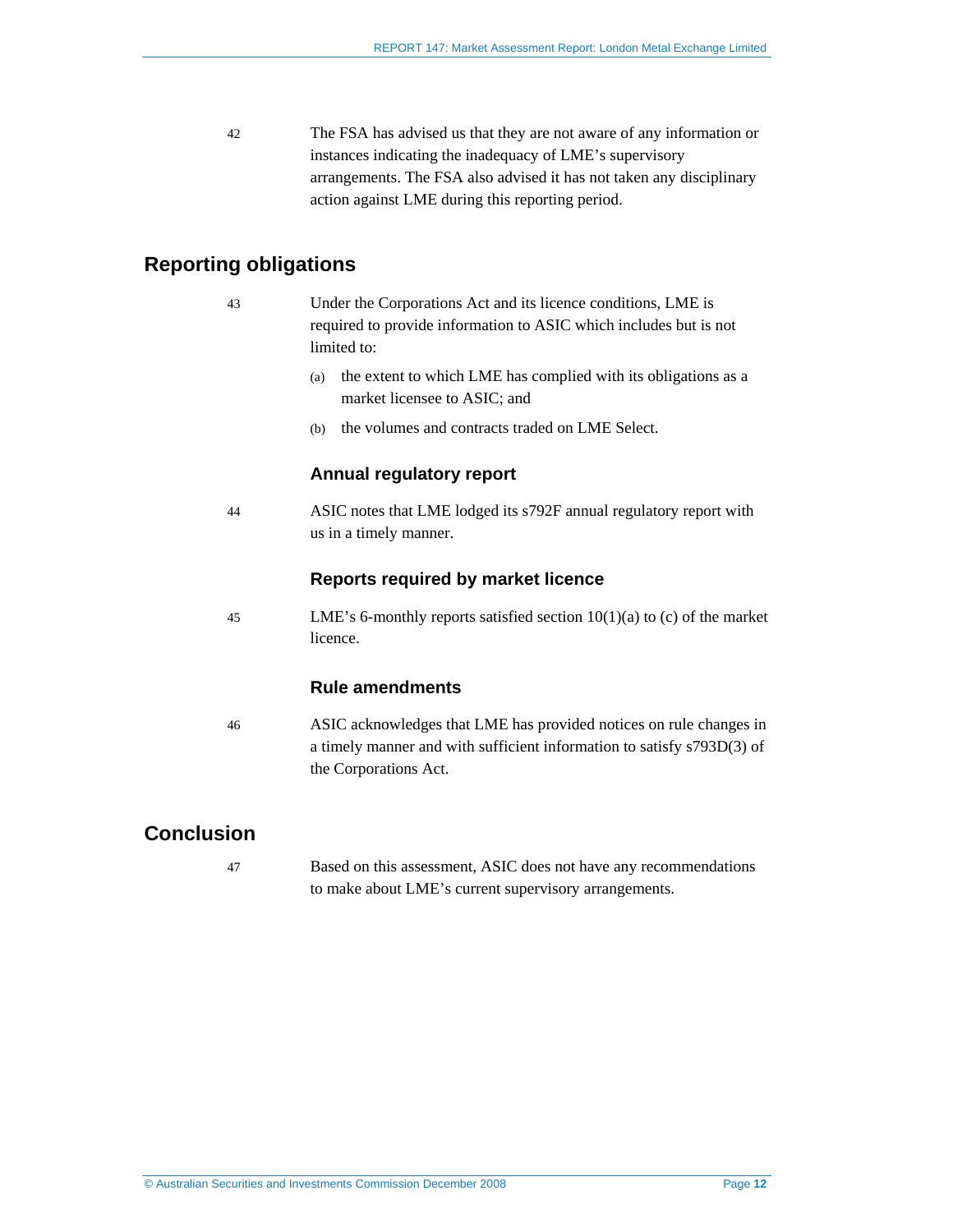42 The FSA has advised us that they are not aware of any information or instances indicating the inadequacy of LME's supervisory arrangements. The FSA also advised it has not taken any disciplinary action against LME during this reporting period.

## Reporting obligations

43 Under the Corporations Act and its licence conditions, LME is required to provide information to ASIC which includes but is not limited to:

(a) the extent to which LME has complied with its obligations as a market licensee to ASIC; and

(b) the volumes and contracts traded on LME Select.

### Annual regulatory report

44 ASIC notes that LME lodged its s792F annual regulatory report with us in a timely manner.

### Reports required by market licence

45 LME's 6-monthly reports satisfied section 10(1)(a) to (c) of the market licence.

### Rule amendments

46 ASIC acknowledges that LME has provided notices on rule changes in a timely manner and with sufficient information to satisfy s793D(3) of the Corporations Act.

## Conclusion

47 Based on this assessment, ASIC does not have any recommendations to make about LME's current supervisory arrangements.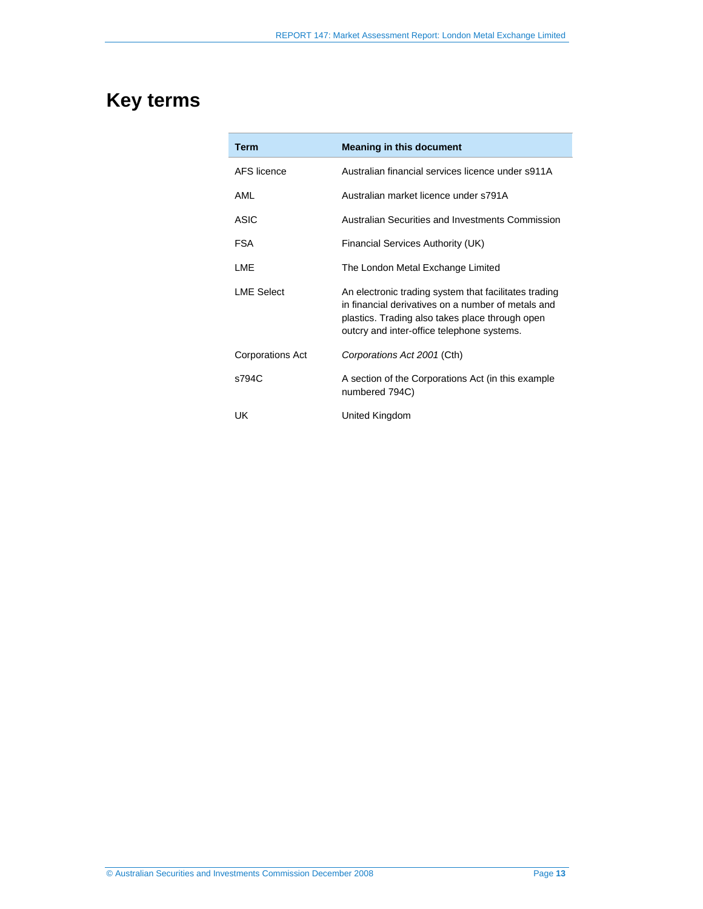# Key terms

| Term | Meaning in this document |
|---|---|
| AFS licence | Australian financial services licence under s911A |
| AML | Australian market licence under s791A |
| ASIC | Australian Securities and Investments Commission |
| FSA | Financial Services Authority (UK) |
| LME | The London Metal Exchange Limited |
| LME Select | An electronic trading system that facilitates trading in financial derivatives on a number of metals and plastics. Trading also takes place through open outcry and inter-office telephone systems. |
| Corporations Act | *Corporations Act 2001* (Cth) |
| s794C | A section of the Corporations Act (in this example numbered 794C) |
| UK | United Kingdom |